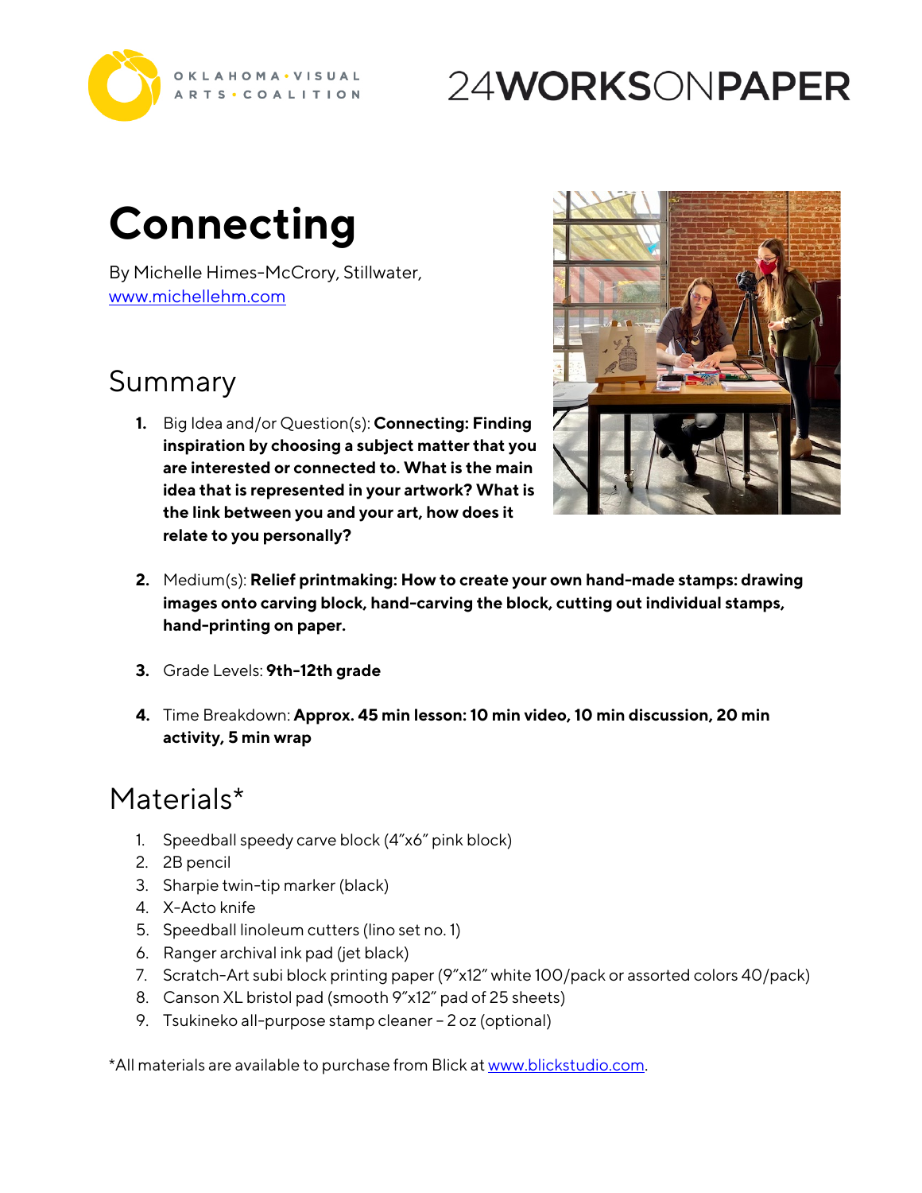OKLAHOMA • VISUAL ARTS • COALITION

24WORKSONPAPER

# Connecting

By Michelle Himes-McCrory, Stillwater,
www.michellehm.com

## Summary

1. Big Idea and/or Question(s): **Connecting: Finding inspiration by choosing a subject matter that you are interested or connected to. What is the main idea that is represented in your artwork? What is the link between you and your art, how does it relate to you personally?**

2. Medium(s): **Relief printmaking: How to create your own hand-made stamps: drawing images onto carving block, hand-carving the block, cutting out individual stamps, hand-printing on paper.**

3. Grade Levels: **9th-12th grade**

4. Time Breakdown: **Approx. 45 min lesson: 10 min video, 10 min discussion, 20 min activity, 5 min wrap**

## Materials*

1. Speedball speedy carve block (4"x6" pink block)
2. 2B pencil
3. Sharpie twin-tip marker (black)
4. X-Acto knife
5. Speedball linoleum cutters (lino set no. 1)
6. Ranger archival ink pad (jet black)
7. Scratch-Art subi block printing paper (9"x12" white 100/pack or assorted colors 40/pack)
8. Canson XL bristol pad (smooth 9"x12" pad of 25 sheets)
9. Tsukineko all-purpose stamp cleaner – 2 oz (optional)

*All materials are available to purchase from Blick at www.blickstudio.com.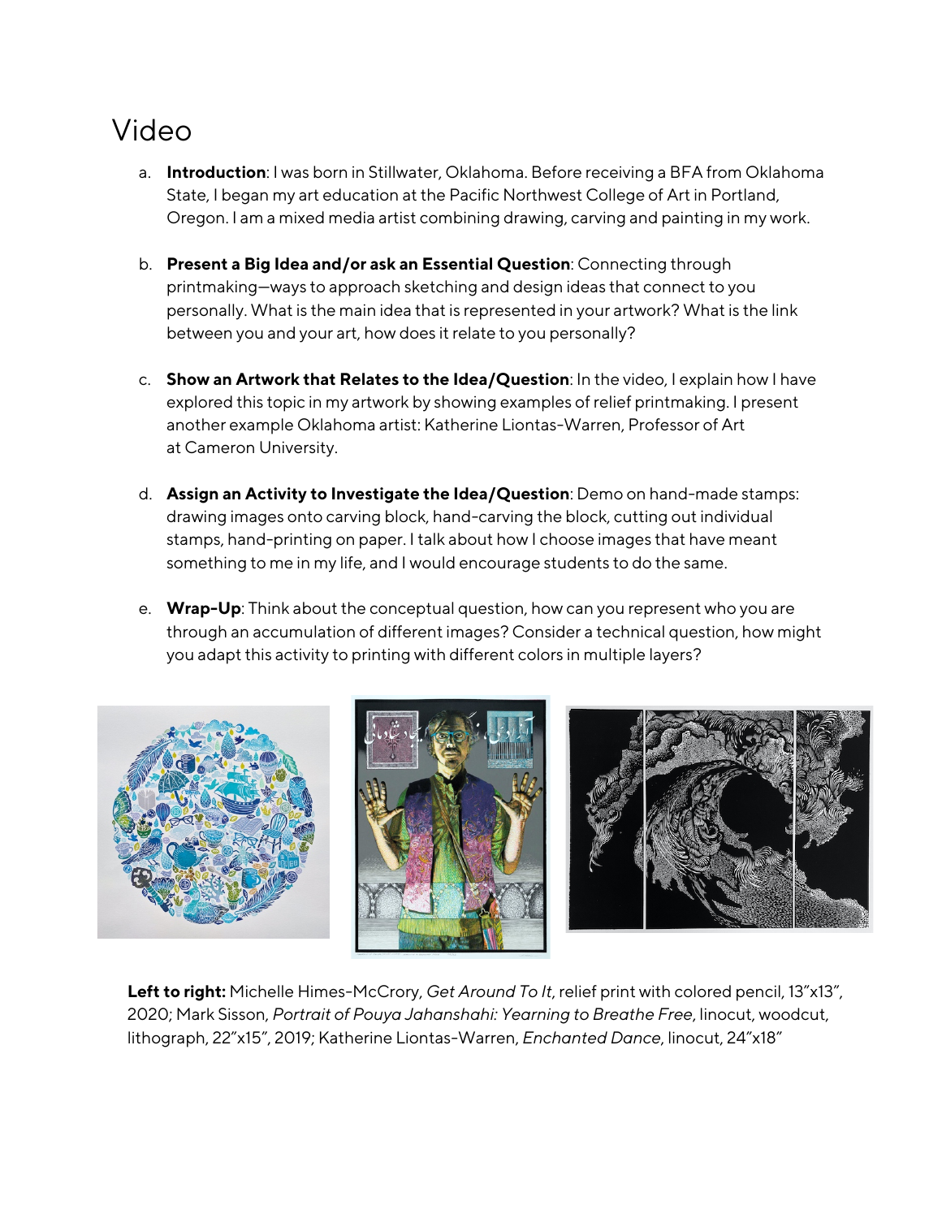# Video

a. **Introduction**: I was born in Stillwater, Oklahoma. Before receiving a BFA from Oklahoma State, I began my art education at the Pacific Northwest College of Art in Portland, Oregon. I am a mixed media artist combining drawing, carving and painting in my work.

b. **Present a Big Idea and/or ask an Essential Question**: Connecting through printmaking—ways to approach sketching and design ideas that connect to you personally. What is the main idea that is represented in your artwork? What is the link between you and your art, how does it relate to you personally?

c. **Show an Artwork that Relates to the Idea/Question**: In the video, I explain how I have explored this topic in my artwork by showing examples of relief printmaking. I present another example Oklahoma artist: Katherine Liontas-Warren, Professor of Art at Cameron University.

d. **Assign an Activity to Investigate the Idea/Question**: Demo on hand-made stamps: drawing images onto carving block, hand-carving the block, cutting out individual stamps, hand-printing on paper. I talk about how I choose images that have meant something to me in my life, and I would encourage students to do the same.

e. **Wrap-Up**: Think about the conceptual question, how can you represent who you are through an accumulation of different images? Consider a technical question, how might you adapt this activity to printing with different colors in multiple layers?

**Left to right:** Michelle Himes-McCrory, *Get Around To It*, relief print with colored pencil, 13"x13", 2020; Mark Sisson, *Portrait of Pouya Jahanshahi: Yearning to Breathe Free*, linocut, woodcut, lithograph, 22"x15", 2019; Katherine Liontas-Warren, *Enchanted Dance*, linocut, 24"x18"